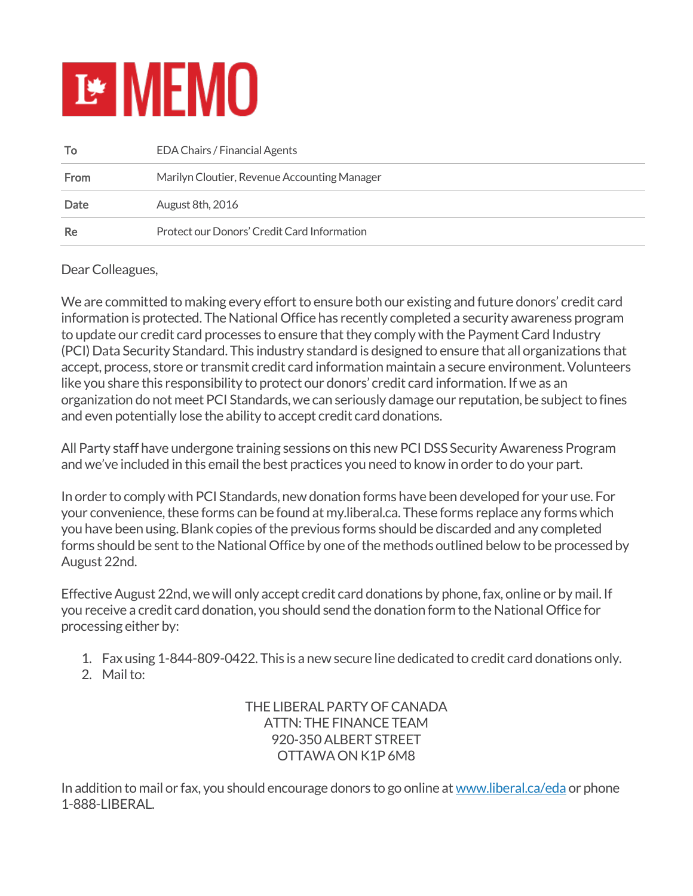# MEMO

| | |
|---|---|
| **To** | EDA Chairs / Financial Agents |
| **From** | Marilyn Cloutier, Revenue Accounting Manager |
| **Date** | August 8th, 2016 |
| **Re** | Protect our Donors' Credit Card Information |

Dear Colleagues,

We are committed to making every effort to ensure both our existing and future donors' credit card information is protected. The National Office has recently completed a security awareness program to update our credit card processes to ensure that they comply with the Payment Card Industry (PCI) Data Security Standard. This industry standard is designed to ensure that all organizations that accept, process, store or transmit credit card information maintain a secure environment. Volunteers like you share this responsibility to protect our donors' credit card information. If we as an organization do not meet PCI Standards, we can seriously damage our reputation, be subject to fines and even potentially lose the ability to accept credit card donations.

All Party staff have undergone training sessions on this new PCI DSS Security Awareness Program and we've included in this email the best practices you need to know in order to do your part.

In order to comply with PCI Standards, new donation forms have been developed for your use. For your convenience, these forms can be found at my.liberal.ca. These forms replace any forms which you have been using. Blank copies of the previous forms should be discarded and any completed forms should be sent to the National Office by one of the methods outlined below to be processed by August 22nd.

Effective August 22nd, we will only accept credit card donations by phone, fax, online or by mail. If you receive a credit card donation, you should send the donation form to the National Office for processing either by:

1. Fax using 1-844-809-0422. This is a new secure line dedicated to credit card donations only.
2. Mail to:

THE LIBERAL PARTY OF CANADA
ATTN: THE FINANCE TEAM
920-350 ALBERT STREET
OTTAWA ON K1P 6M8

In addition to mail or fax, you should encourage donors to go online at [www.liberal.ca/eda](http://www.liberal.ca/eda) or phone 1-888-LIBERAL.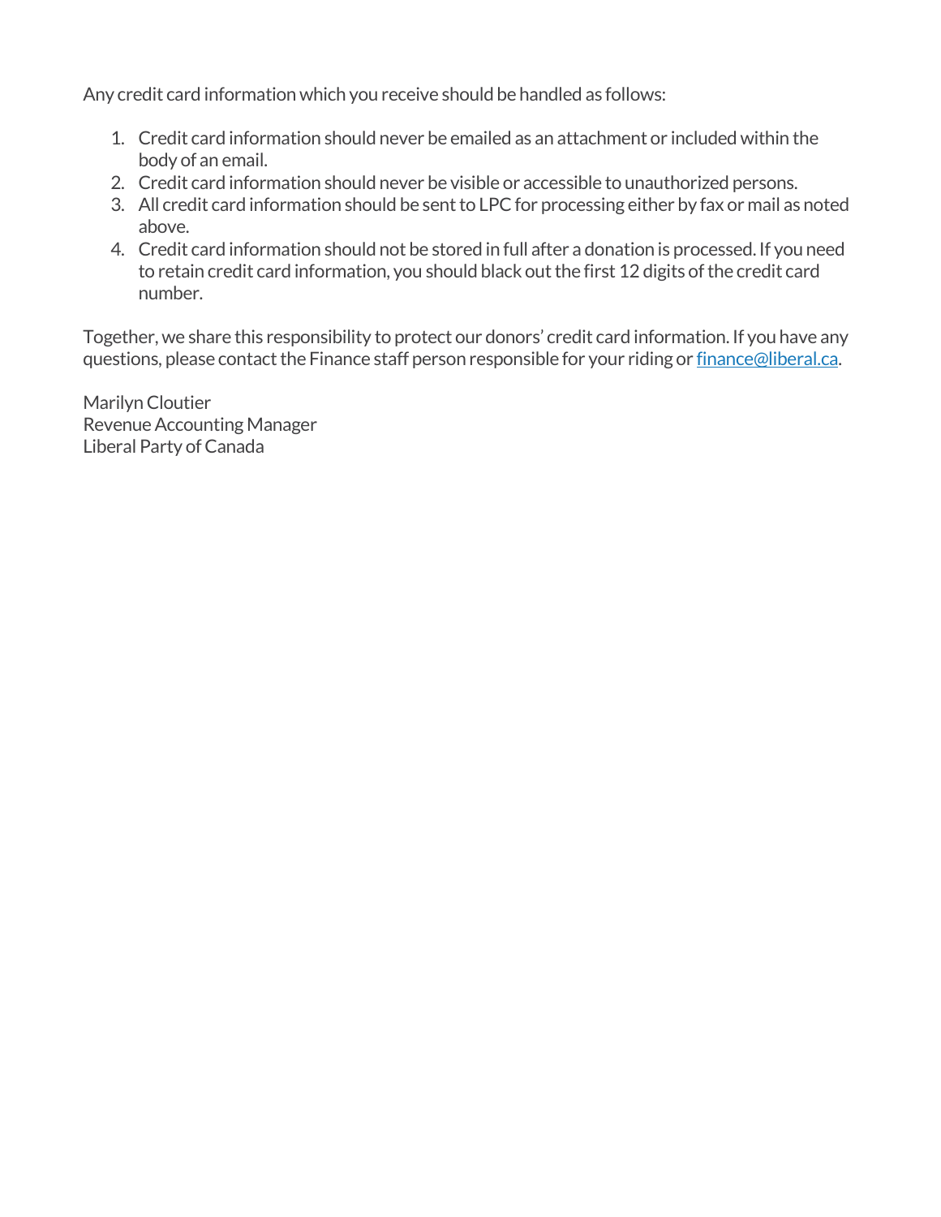Any credit card information which you receive should be handled as follows:

1. Credit card information should never be emailed as an attachment or included within the body of an email.
2. Credit card information should never be visible or accessible to unauthorized persons.
3. All credit card information should be sent to LPC for processing either by fax or mail as noted above.
4. Credit card information should not be stored in full after a donation is processed. If you need to retain credit card information, you should black out the first 12 digits of the credit card number.

Together, we share this responsibility to protect our donors' credit card information. If you have any questions, please contact the Finance staff person responsible for your riding or [finance@liberal.ca](mailto:finance@liberal.ca).

Marilyn Cloutier
Revenue Accounting Manager
Liberal Party of Canada